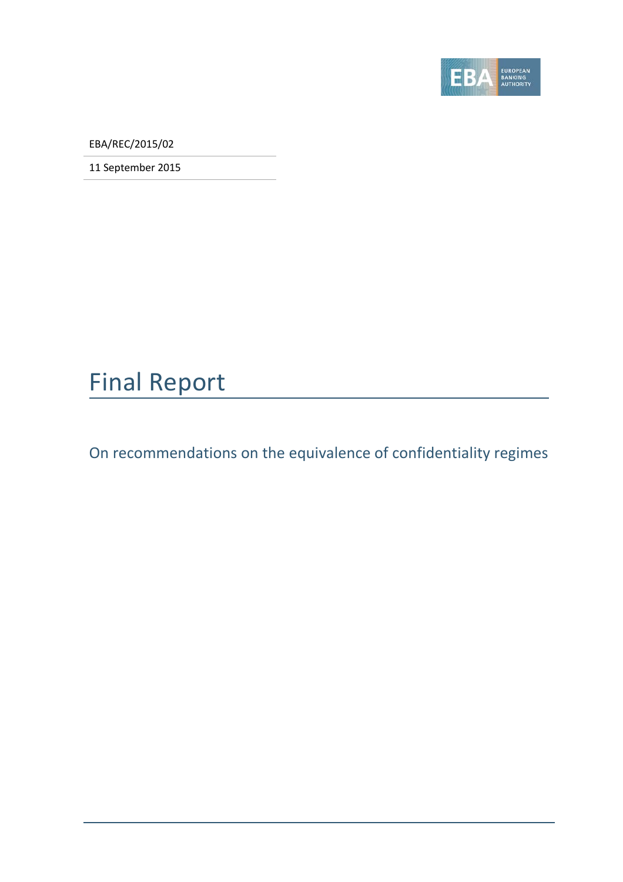EBA/REC/2015/02

11 September 2015

# Final Report

## On recommendations on the equivalence of confidentiality regimes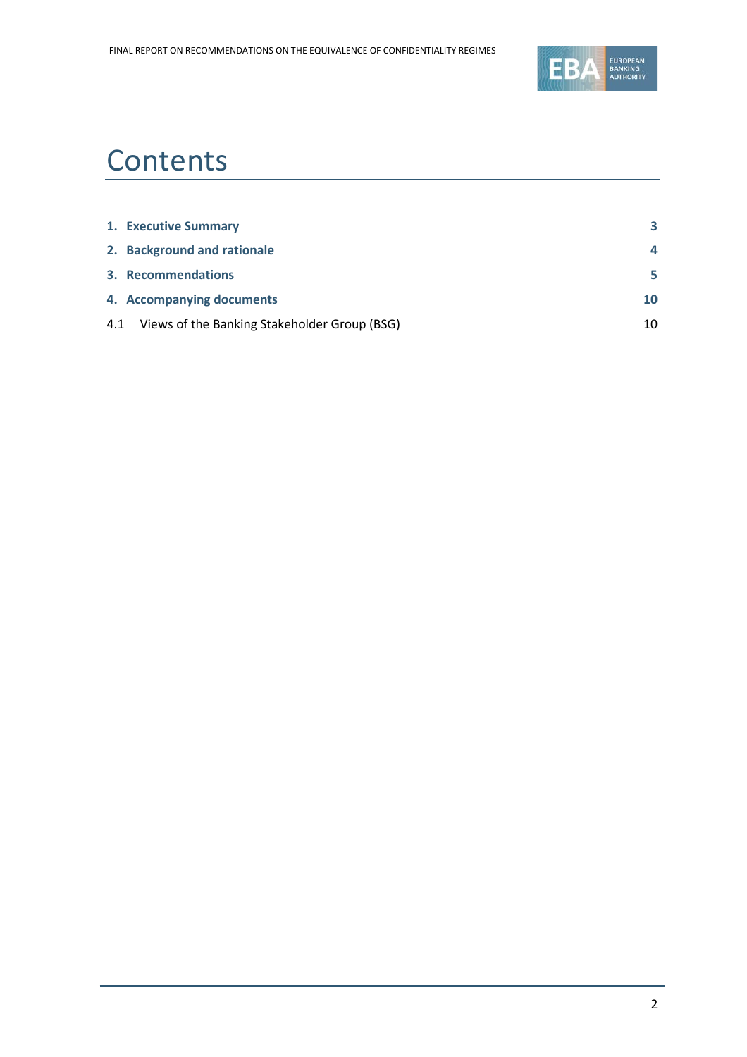# Contents

| | |
|---|---|
| **1. Executive Summary** | **3** |
| **2. Background and rationale** | **4** |
| **3. Recommendations** | **5** |
| **4. Accompanying documents** | **10** |
| 4.1 Views of the Banking Stakeholder Group (BSG) | 10 |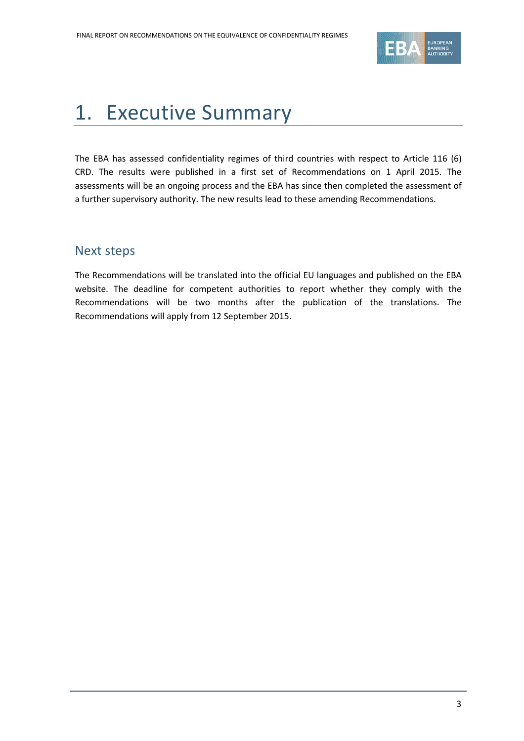# 1. Executive Summary

The EBA has assessed confidentiality regimes of third countries with respect to Article 116 (6) CRD. The results were published in a first set of Recommendations on 1 April 2015. The assessments will be an ongoing process and the EBA has since then completed the assessment of a further supervisory authority. The new results lead to these amending Recommendations.

## Next steps

The Recommendations will be translated into the official EU languages and published on the EBA website. The deadline for competent authorities to report whether they comply with the Recommendations will be two months after the publication of the translations. The Recommendations will apply from 12 September 2015.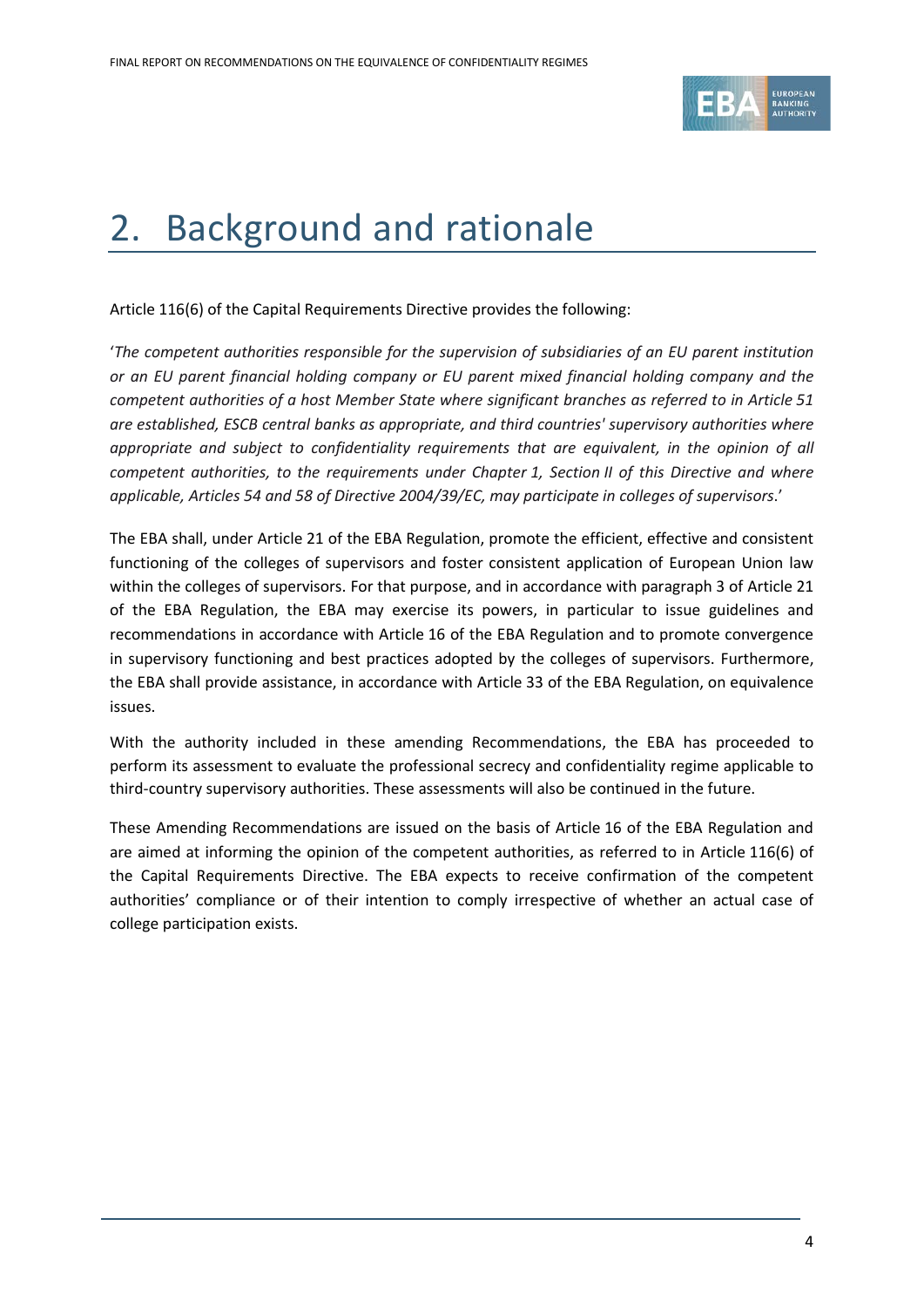# 2. Background and rationale

Article 116(6) of the Capital Requirements Directive provides the following:

'*The competent authorities responsible for the supervision of subsidiaries of an EU parent institution or an EU parent financial holding company or EU parent mixed financial holding company and the competent authorities of a host Member State where significant branches as referred to in Article 51 are established, ESCB central banks as appropriate, and third countries' supervisory authorities where appropriate and subject to confidentiality requirements that are equivalent, in the opinion of all competent authorities, to the requirements under Chapter 1, Section II of this Directive and where applicable, Articles 54 and 58 of Directive 2004/39/EC, may participate in colleges of supervisors*.'

The EBA shall, under Article 21 of the EBA Regulation, promote the efficient, effective and consistent functioning of the colleges of supervisors and foster consistent application of European Union law within the colleges of supervisors. For that purpose, and in accordance with paragraph 3 of Article 21 of the EBA Regulation, the EBA may exercise its powers, in particular to issue guidelines and recommendations in accordance with Article 16 of the EBA Regulation and to promote convergence in supervisory functioning and best practices adopted by the colleges of supervisors. Furthermore, the EBA shall provide assistance, in accordance with Article 33 of the EBA Regulation, on equivalence issues.

With the authority included in these amending Recommendations, the EBA has proceeded to perform its assessment to evaluate the professional secrecy and confidentiality regime applicable to third-country supervisory authorities. These assessments will also be continued in the future.

These Amending Recommendations are issued on the basis of Article 16 of the EBA Regulation and are aimed at informing the opinion of the competent authorities, as referred to in Article 116(6) of the Capital Requirements Directive. The EBA expects to receive confirmation of the competent authorities' compliance or of their intention to comply irrespective of whether an actual case of college participation exists.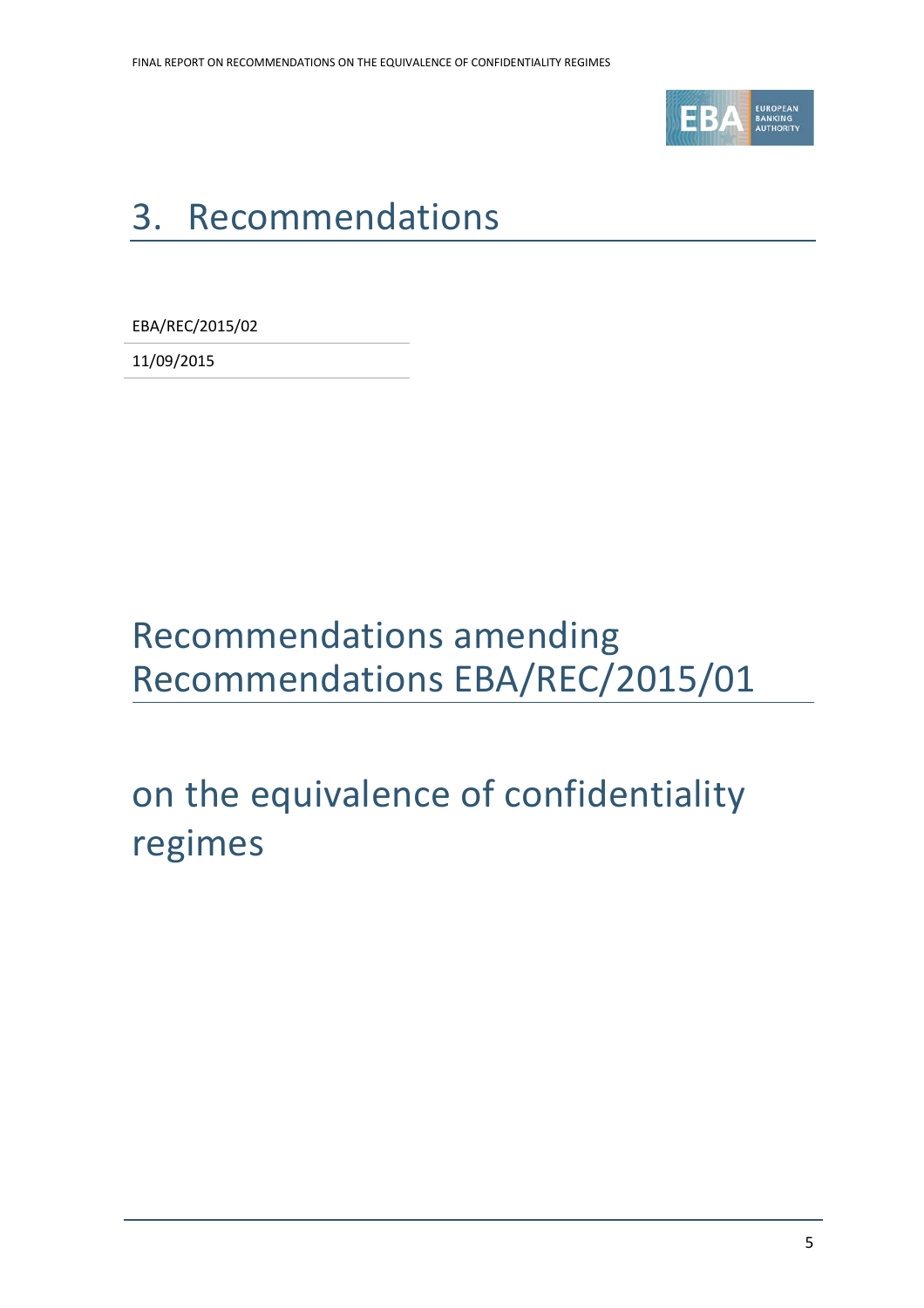# 3. Recommendations

EBA/REC/2015/02

11/09/2015

# Recommendations amending Recommendations EBA/REC/2015/01

# on the equivalence of confidentiality regimes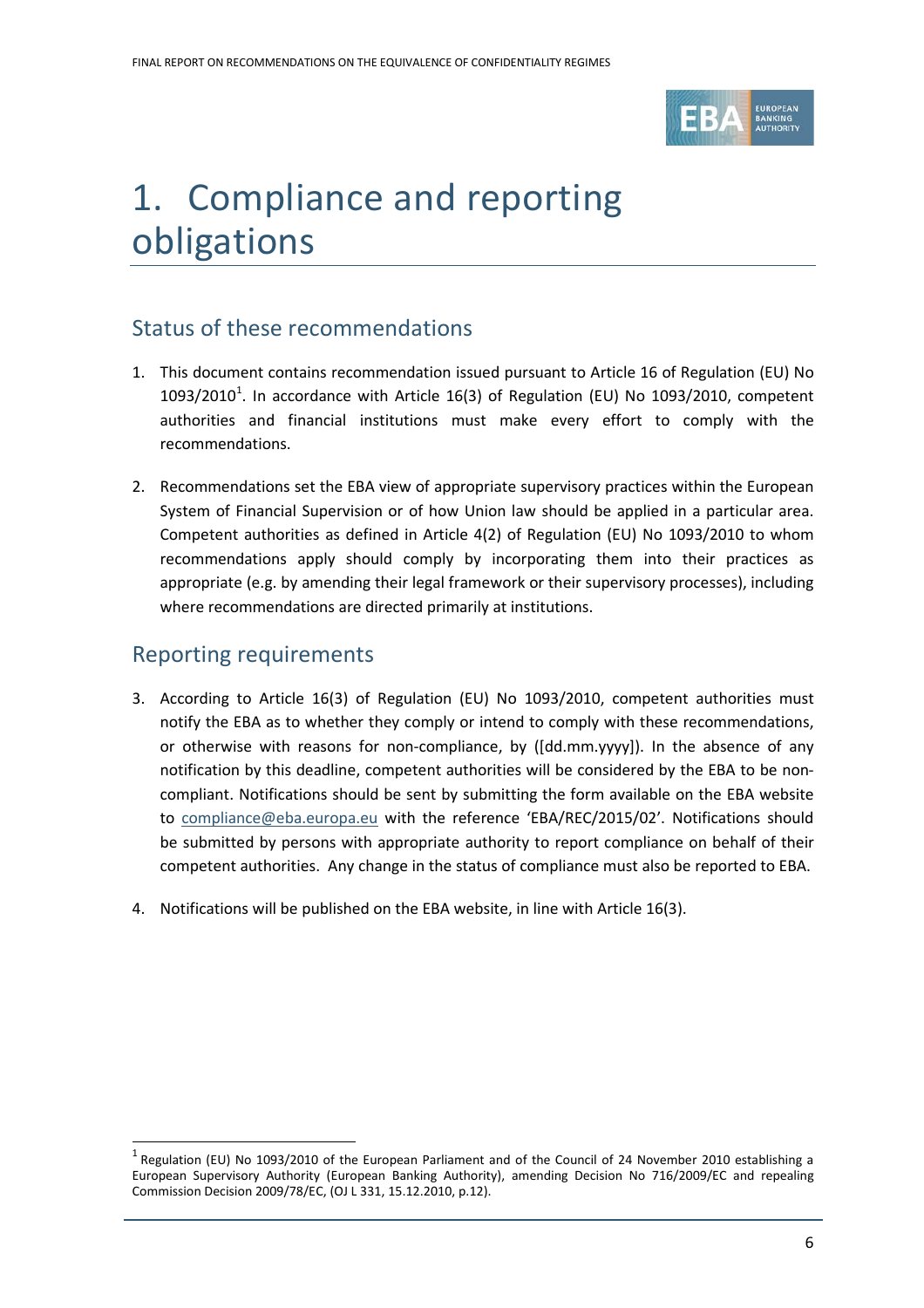# 1. Compliance and reporting obligations

## Status of these recommendations

1. This document contains recommendation issued pursuant to Article 16 of Regulation (EU) No 1093/2010[1]. In accordance with Article 16(3) of Regulation (EU) No 1093/2010, competent authorities and financial institutions must make every effort to comply with the recommendations.

2. Recommendations set the EBA view of appropriate supervisory practices within the European System of Financial Supervision or of how Union law should be applied in a particular area. Competent authorities as defined in Article 4(2) of Regulation (EU) No 1093/2010 to whom recommendations apply should comply by incorporating them into their practices as appropriate (e.g. by amending their legal framework or their supervisory processes), including where recommendations are directed primarily at institutions.

## Reporting requirements

3. According to Article 16(3) of Regulation (EU) No 1093/2010, competent authorities must notify the EBA as to whether they comply or intend to comply with these recommendations, or otherwise with reasons for non-compliance, by ([dd.mm.yyyy]). In the absence of any notification by this deadline, competent authorities will be considered by the EBA to be non-compliant. Notifications should be sent by submitting the form available on the EBA website to compliance@eba.europa.eu with the reference 'EBA/REC/2015/02'. Notifications should be submitted by persons with appropriate authority to report compliance on behalf of their competent authorities. Any change in the status of compliance must also be reported to EBA.

4. Notifications will be published on the EBA website, in line with Article 16(3).

---

[1] Regulation (EU) No 1093/2010 of the European Parliament and of the Council of 24 November 2010 establishing a European Supervisory Authority (European Banking Authority), amending Decision No 716/2009/EC and repealing Commission Decision 2009/78/EC, (OJ L 331, 15.12.2010, p.12).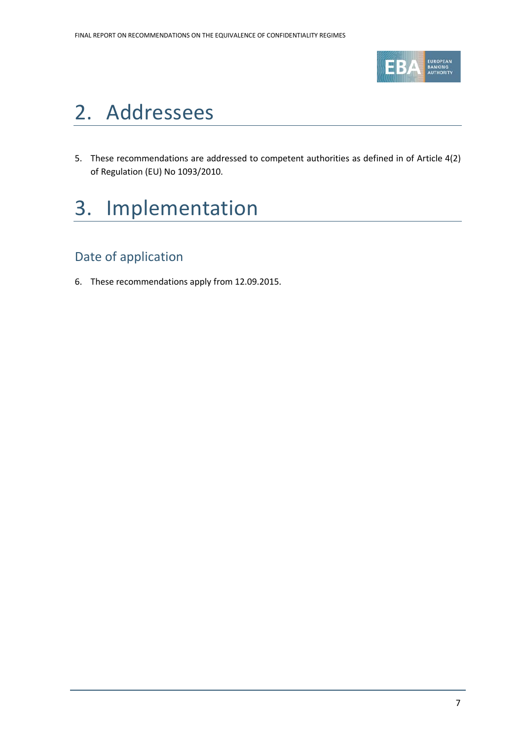# 2. Addressees

5. These recommendations are addressed to competent authorities as defined in of Article 4(2) of Regulation (EU) No 1093/2010.

# 3. Implementation

## Date of application

6. These recommendations apply from 12.09.2015.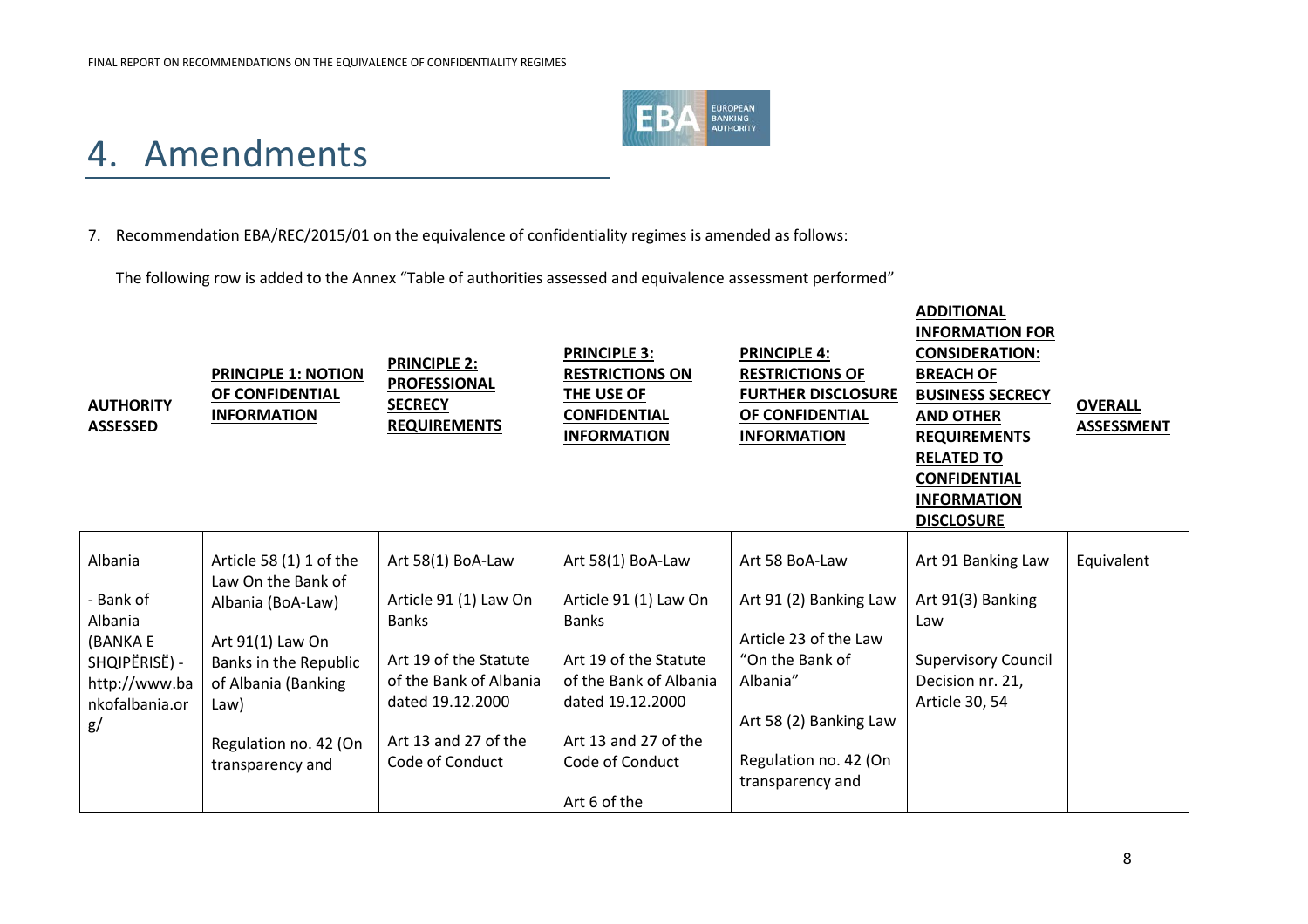# 4. Amendments

7. Recommendation EBA/REC/2015/01 on the equivalence of confidentiality regimes is amended as follows:

The following row is added to the Annex "Table of authorities assessed and equivalence assessment performed"

| AUTHORITY ASSESSED | PRINCIPLE 1: NOTION OF CONFIDENTIAL INFORMATION | PRINCIPLE 2: PROFESSIONAL SECRECY REQUIREMENTS | PRINCIPLE 3: RESTRICTIONS ON THE USE OF CONFIDENTIAL INFORMATION | PRINCIPLE 4: RESTRICTIONS OF FURTHER DISCLOSURE OF CONFIDENTIAL INFORMATION | ADDITIONAL INFORMATION FOR CONSIDERATION: BREACH OF BUSINESS SECRECY AND OTHER REQUIREMENTS RELATED TO CONFIDENTIAL INFORMATION DISCLOSURE | OVERALL ASSESSMENT |
|---|---|---|---|---|---|---|
| Albania<br><br>- Bank of Albania (BANKA E SHQIPËRISË) - http://www.bankofalbania.org/ | Article 58 (1) 1 of the Law On the Bank of Albania (BoA-Law)<br><br>Art 91(1) Law On Banks in the Republic of Albania (Banking Law)<br><br>Regulation no. 42 (On transparency and | Art 58(1) BoA-Law<br><br>Article 91 (1) Law On Banks<br><br>Art 19 of the Statute of the Bank of Albania dated 19.12.2000<br><br>Art 13 and 27 of the Code of Conduct | Art 58(1) BoA-Law<br><br>Article 91 (1) Law On Banks<br><br>Art 19 of the Statute of the Bank of Albania dated 19.12.2000<br><br>Art 13 and 27 of the Code of Conduct<br><br>Art 6 of the | Art 58 BoA-Law<br><br>Art 91 (2) Banking Law<br><br>Article 23 of the Law "On the Bank of Albania"<br><br>Art 58 (2) Banking Law<br><br>Regulation no. 42 (On transparency and | Art 91 Banking Law<br><br>Art 91(3) Banking Law<br><br>Supervisory Council Decision nr. 21, Article 30, 54 | Equivalent |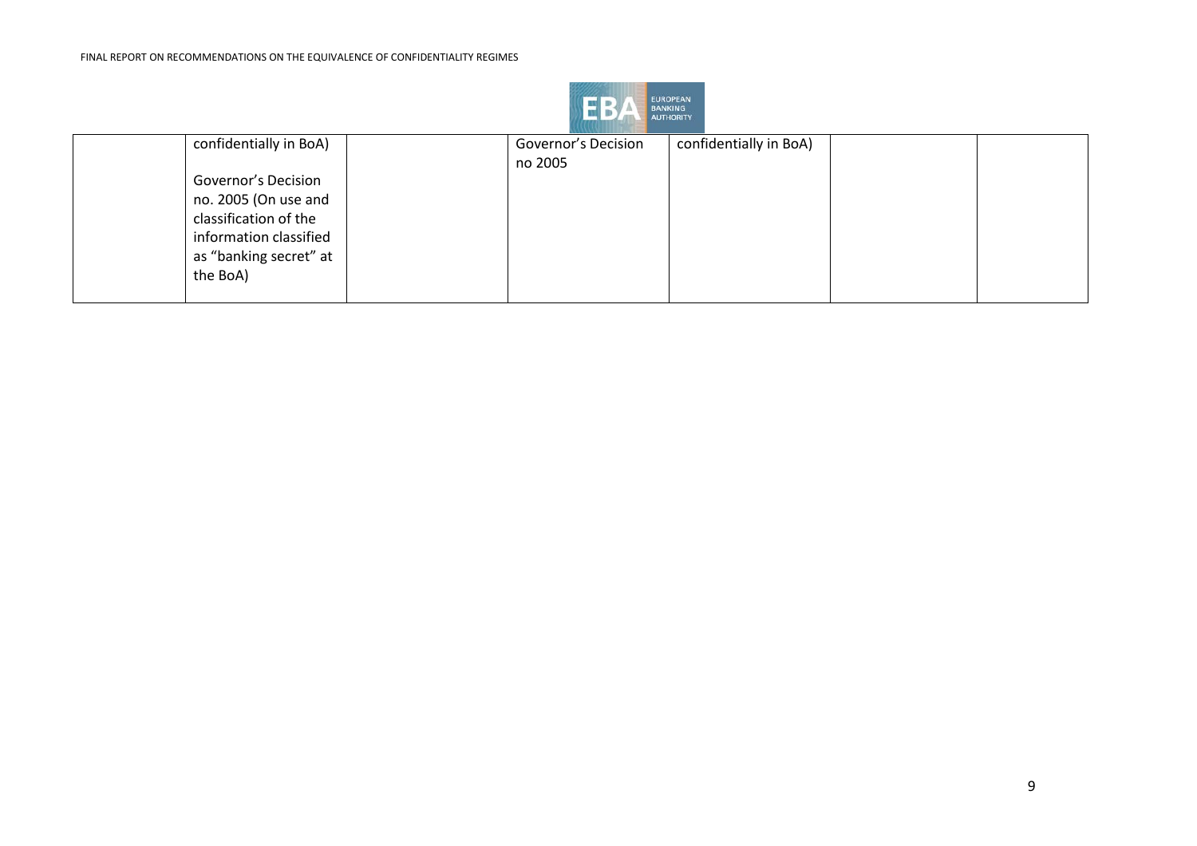| | | | | | | |
|---|---|---|---|---|---|---|
| | confidentially in BoA)<br><br>Governor's Decision no. 2005 (On use and classification of the information classified as "banking secret" at the BoA) | | Governor's Decision no 2005 | confidentially in BoA) | | |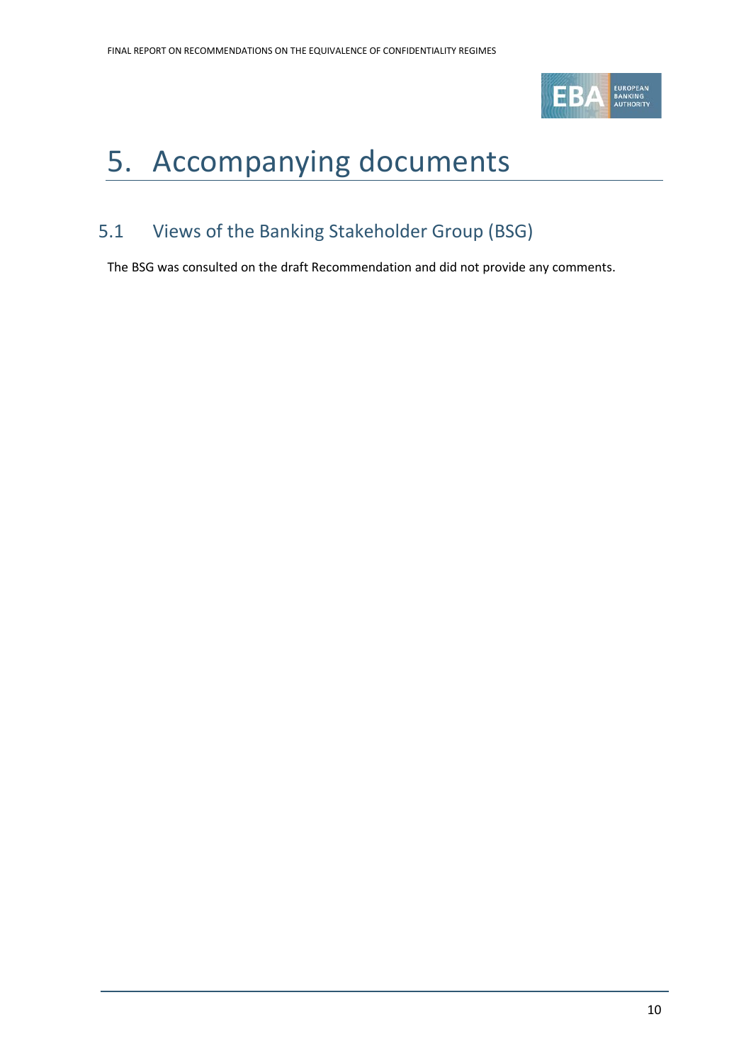# 5. Accompanying documents

## 5.1 Views of the Banking Stakeholder Group (BSG)

The BSG was consulted on the draft Recommendation and did not provide any comments.